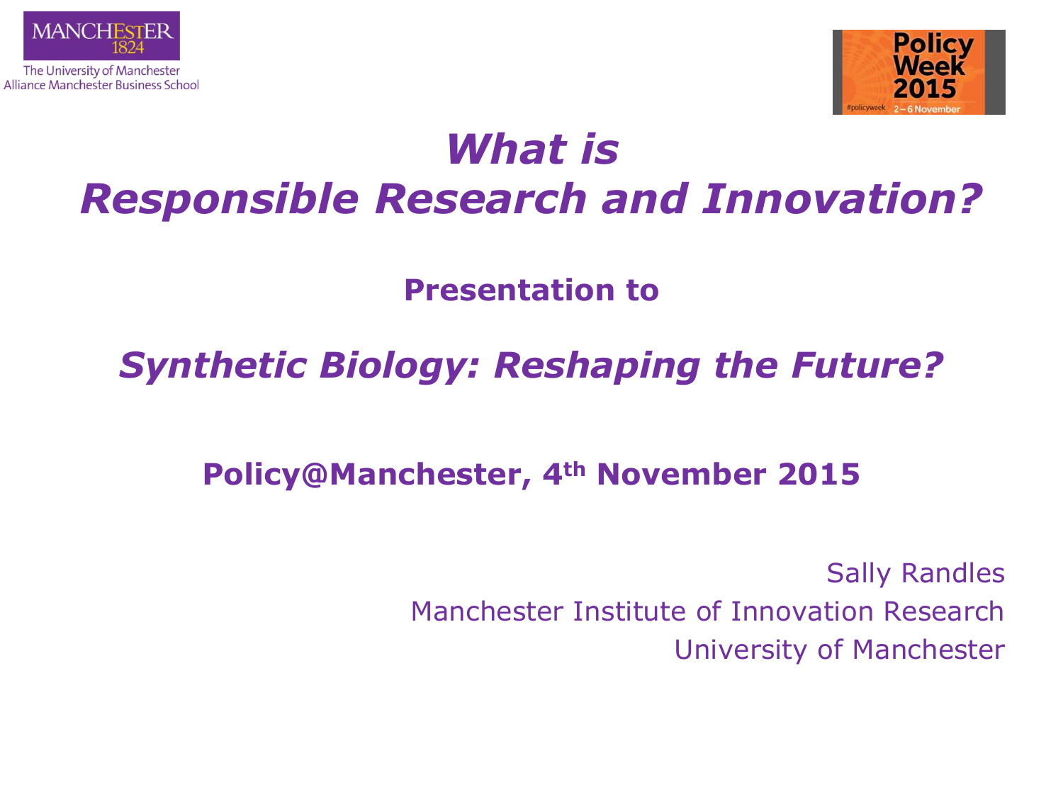MANCHESTER 1824

The University of Manchester
Alliance Manchester Business School

Policy Week 2015
#policyweek 2–6 November

# *What is Responsible Research and Innovation?*

**Presentation to**

## *Synthetic Biology: Reshaping the Future?*

**Policy@Manchester, 4th November 2015**

Sally Randles
Manchester Institute of Innovation Research
University of Manchester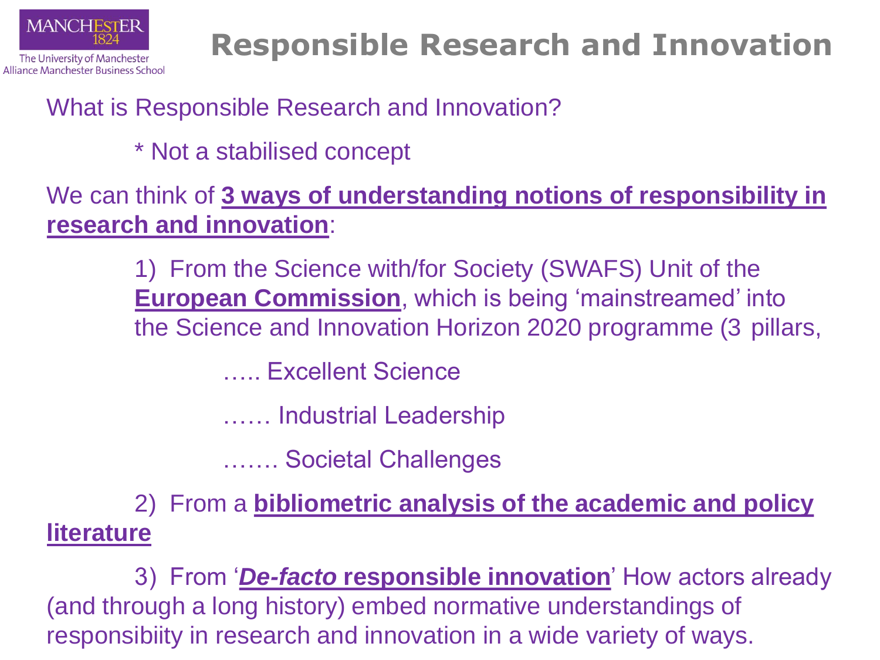# Responsible Research and Innovation

What is Responsible Research and Innovation?

* Not a stabilised concept

We can think of **3 ways of understanding notions of responsibility in research and innovation**:

1) From the Science with/for Society (SWAFS) Unit of the **European Commission**, which is being 'mainstreamed' into the Science and Innovation Horizon 2020 programme (3 pillars,

….. Excellent Science

…… Industrial Leadership

……. Societal Challenges

2) From a **bibliometric analysis of the academic and policy literature**

3) From '***De-facto* responsible innovation**' How actors already (and through a long history) embed normative understandings of responsibiity in research and innovation in a wide variety of ways.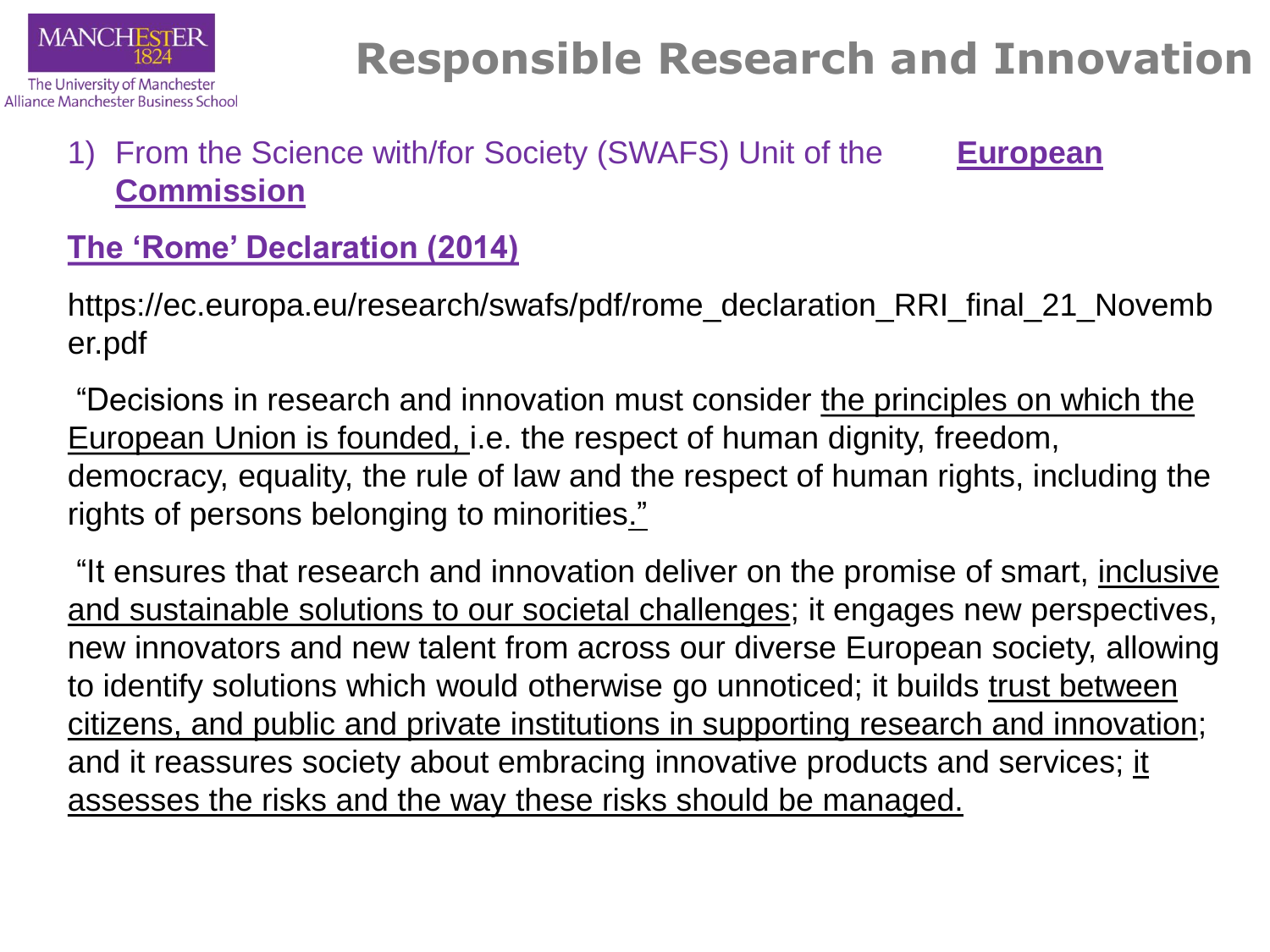# Responsible Research and Innovation

1) From the Science with/for Society (SWAFS) Unit of the **European Commission**

**The 'Rome' Declaration (2014)**

https://ec.europa.eu/research/swafs/pdf/rome_declaration_RRI_final_21_November.pdf

"Decisions in research and innovation must consider the principles on which the European Union is founded, i.e. the respect of human dignity, freedom, democracy, equality, the rule of law and the respect of human rights, including the rights of persons belonging to minorities."

"It ensures that research and innovation deliver on the promise of smart, inclusive and sustainable solutions to our societal challenges; it engages new perspectives, new innovators and new talent from across our diverse European society, allowing to identify solutions which would otherwise go unnoticed; it builds trust between citizens, and public and private institutions in supporting research and innovation; and it reassures society about embracing innovative products and services; it assesses the risks and the way these risks should be managed.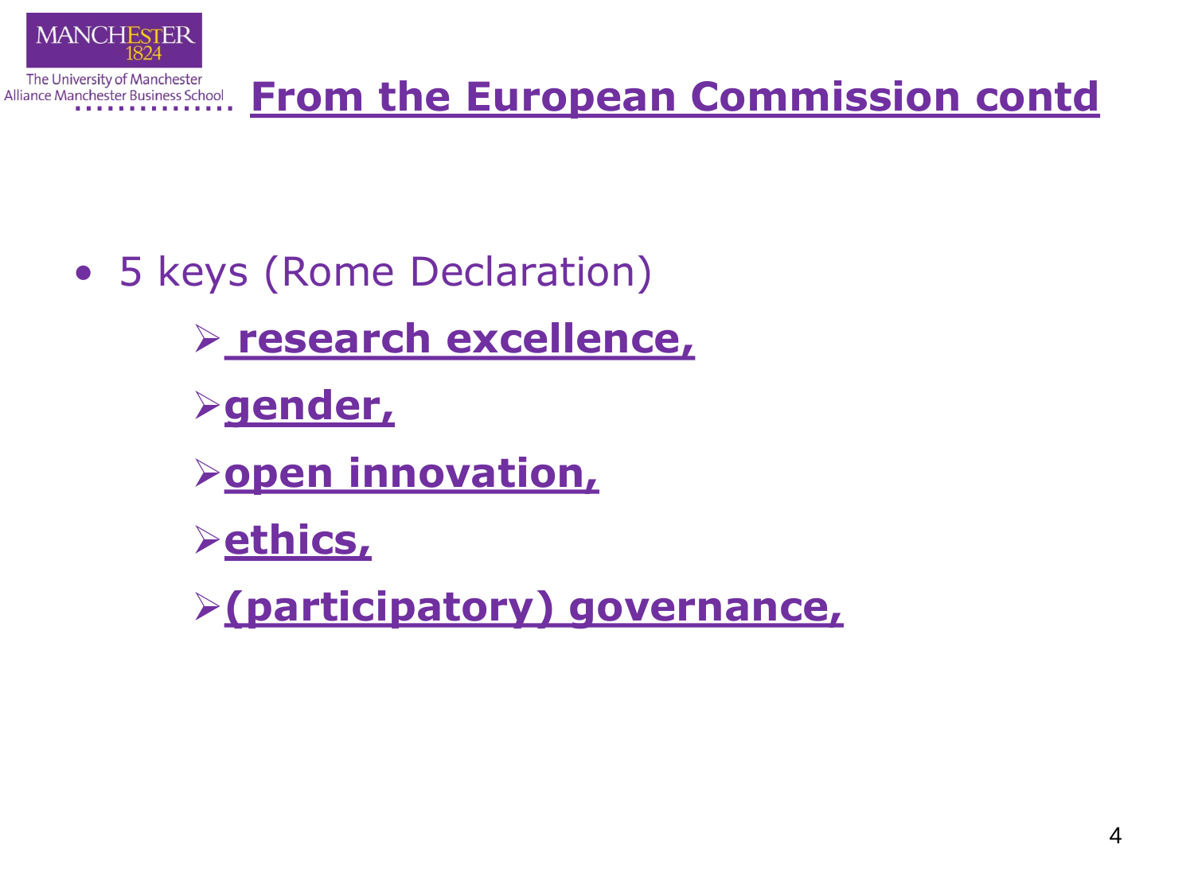# From the European Commission contd

- 5 keys (Rome Declaration)
  - **research excellence,**
  - **gender,**
  - **open innovation,**
  - **ethics,**
  - **(participatory) governance,**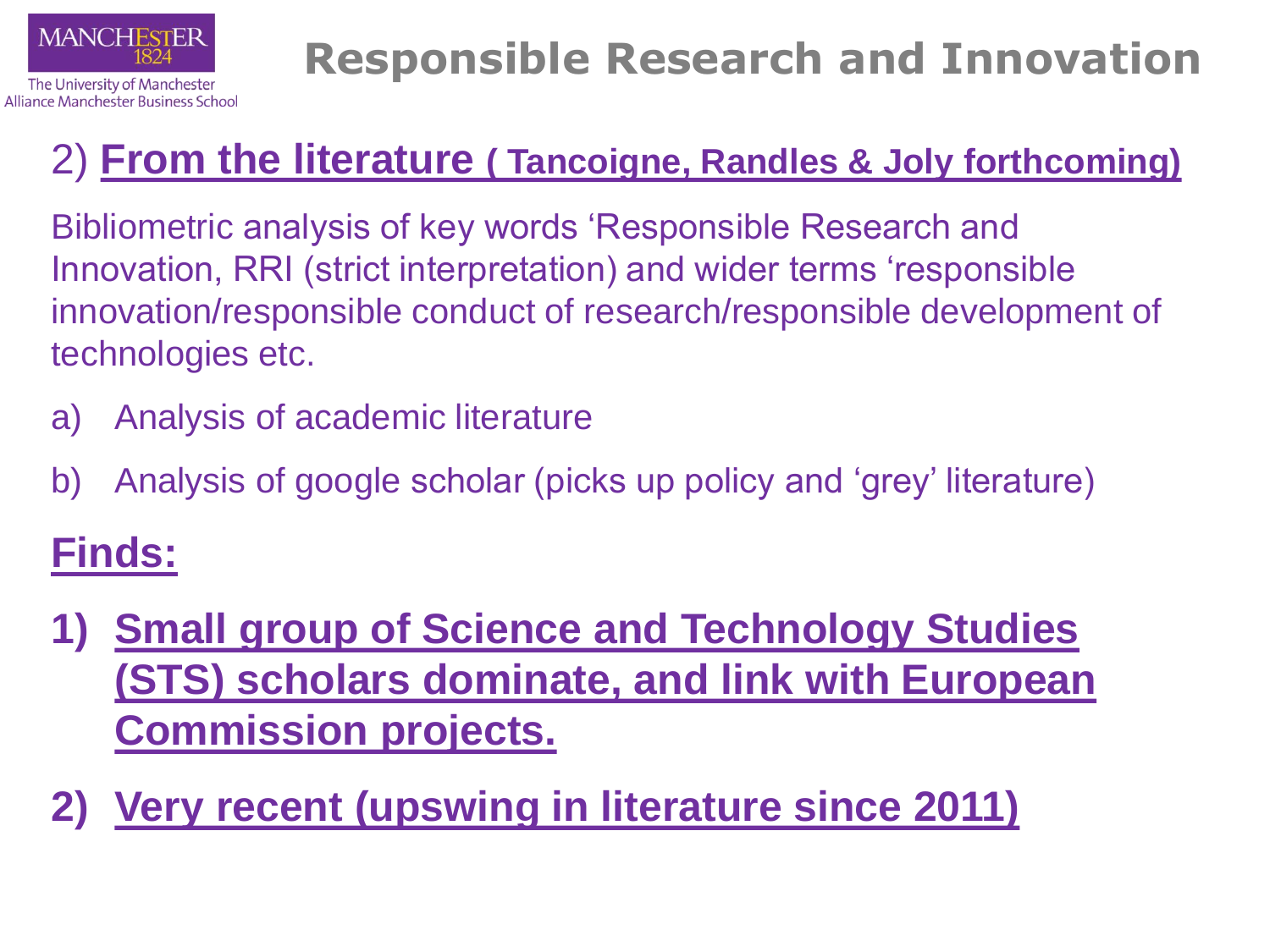# Responsible Research and Innovation

## 2) **From the literature ( Tancoigne, Randles & Joly forthcoming)**

Bibliometric analysis of key words ‘Responsible Research and Innovation, RRI (strict interpretation) and wider terms ‘responsible innovation/responsible conduct of research/responsible development of technologies etc.

a) Analysis of academic literature

b) Analysis of google scholar (picks up policy and ‘grey’ literature)

**Finds:**

1) **Small group of Science and Technology Studies (STS) scholars dominate, and link with European Commission projects.**

2) **Very recent (upswing in literature since 2011)**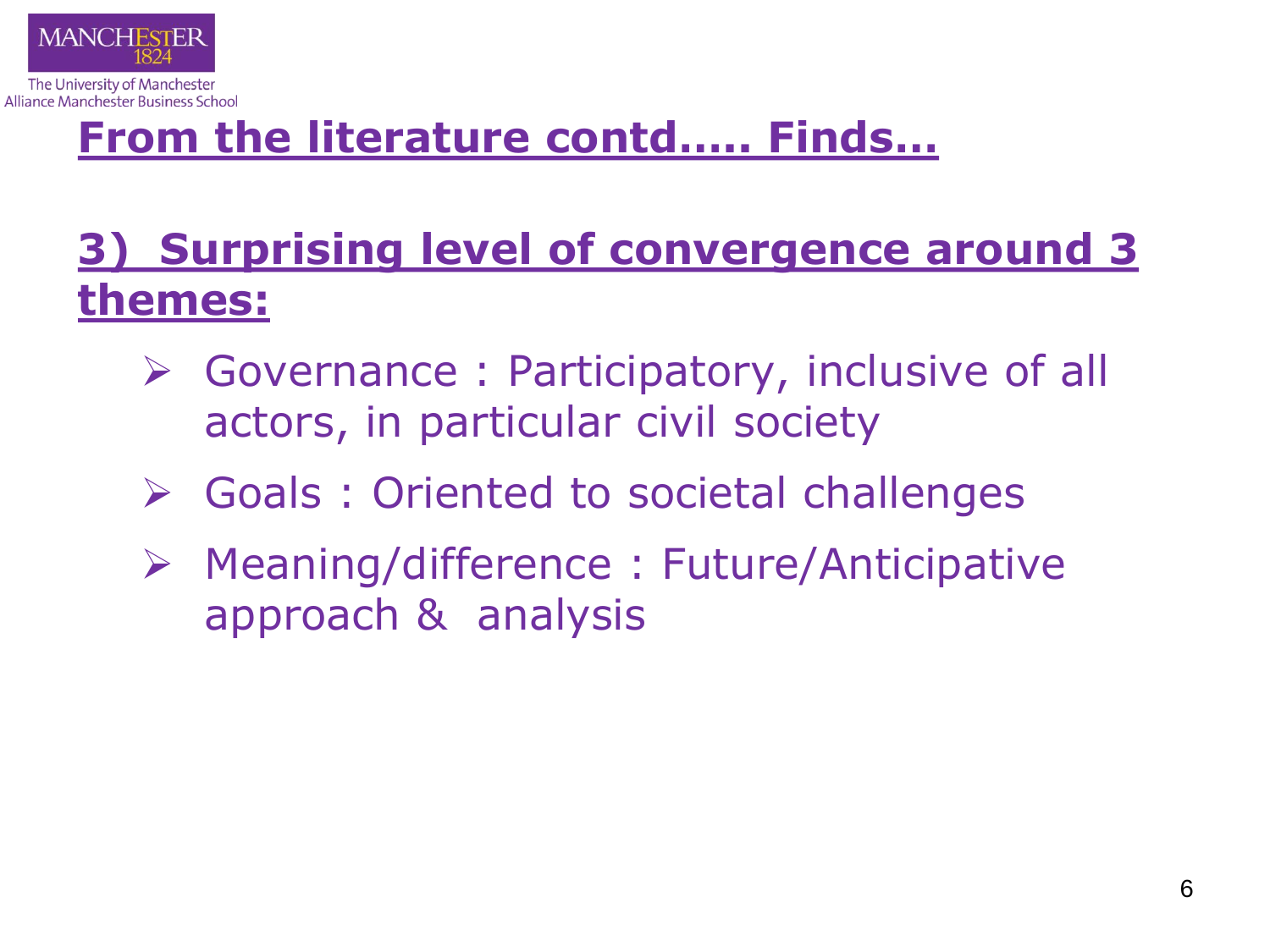## From the literature contd….. Finds…

### 3) Surprising level of convergence around 3 themes:

- Governance : Participatory, inclusive of all actors, in particular civil society
- Goals : Oriented to societal challenges
- Meaning/difference : Future/Anticipative approach & analysis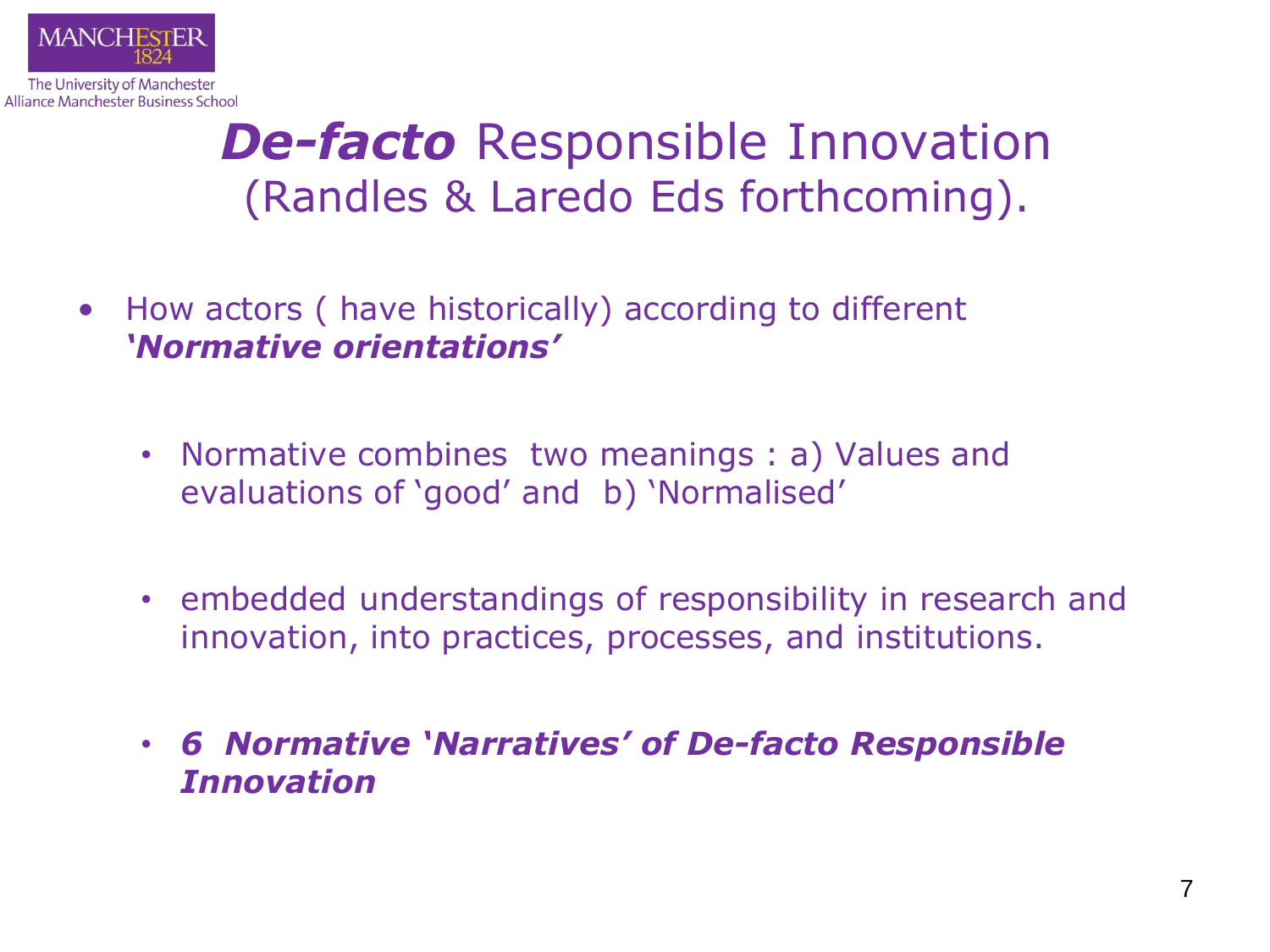# *De-facto* Responsible Innovation
## (Randles & Laredo Eds forthcoming).

- How actors ( have historically) according to different ***'Normative orientations'***
  - Normative combines two meanings : a) Values and evaluations of 'good' and b) 'Normalised'
  - embedded understandings of responsibility in research and innovation, into practices, processes, and institutions.
  - ***6 Normative 'Narratives' of De-facto Responsible Innovation***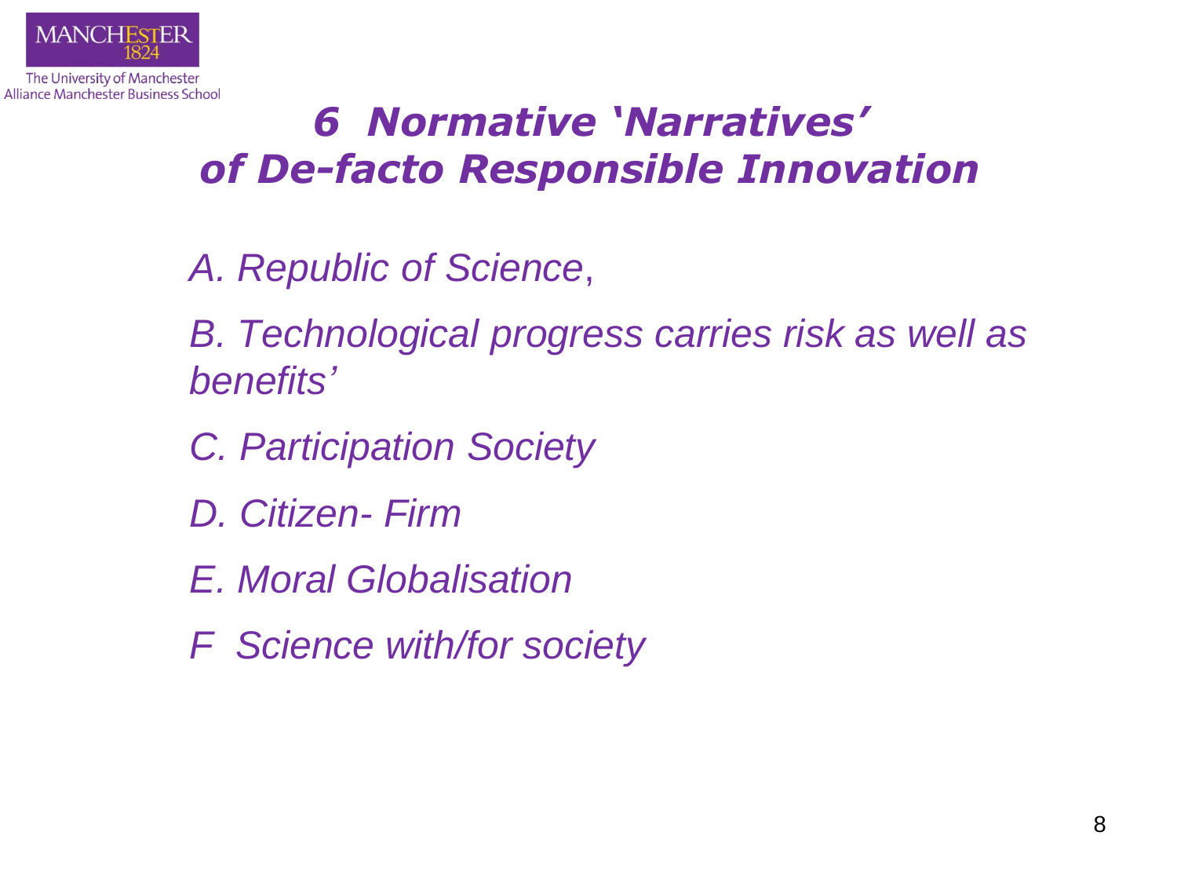# *6 Normative 'Narratives' of De-facto Responsible Innovation*

*A. Republic of Science*,

*B. Technological progress carries risk as well as benefits'*

*C. Participation Society*

*D. Citizen- Firm*

*E. Moral Globalisation*

*F Science with/for society*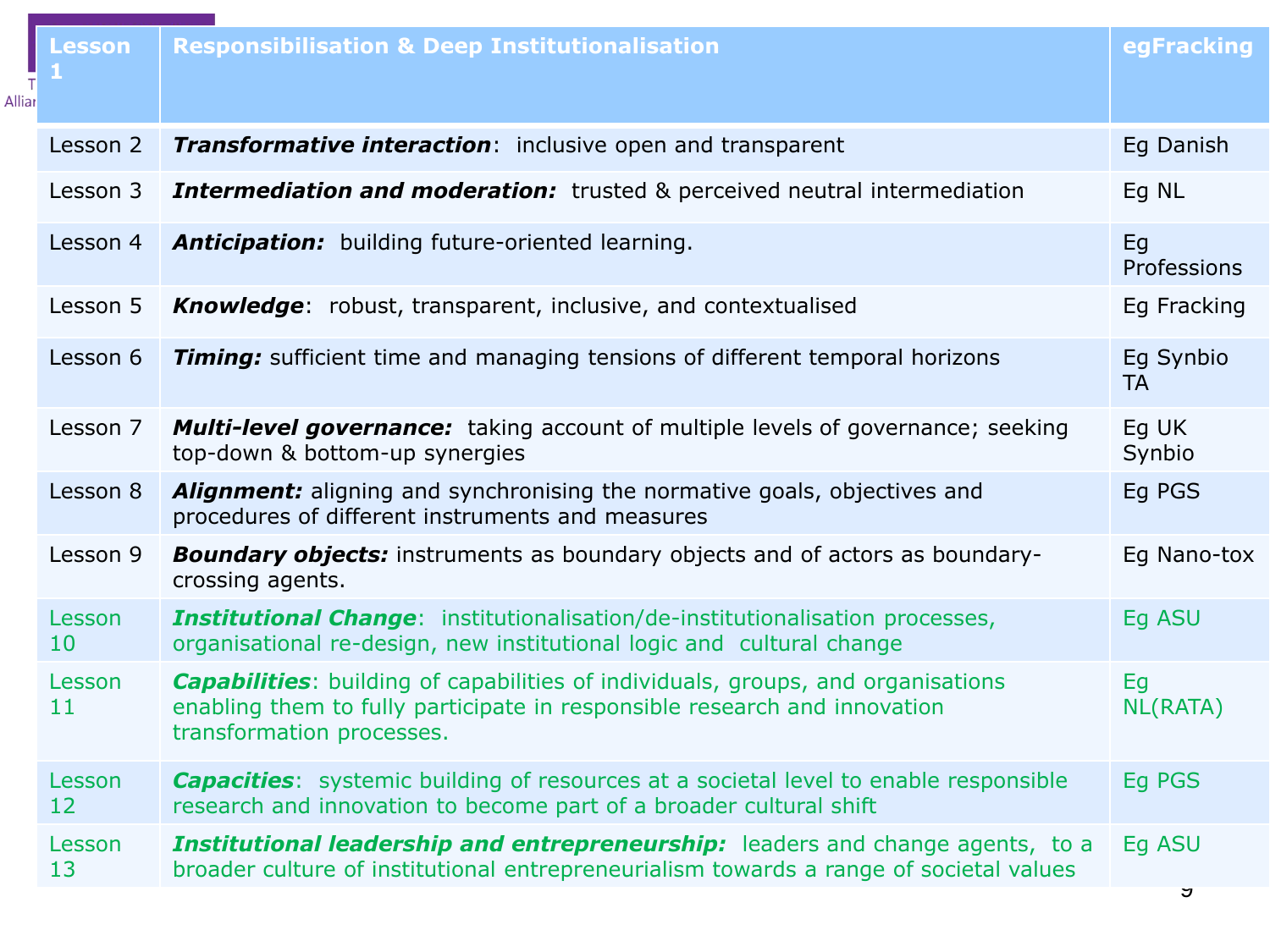| Lesson 1 | Responsibilisation & Deep Institutionalisation | egFracking |
|---|---|---|
| Lesson 2 | ***Transformative interaction***: inclusive open and transparent | Eg Danish |
| Lesson 3 | ***Intermediation and moderation:*** trusted & perceived neutral intermediation | Eg NL |
| Lesson 4 | ***Anticipation:*** building future-oriented learning. | Eg Professions |
| Lesson 5 | ***Knowledge***: robust, transparent, inclusive, and contextualised | Eg Fracking |
| Lesson 6 | ***Timing:*** sufficient time and managing tensions of different temporal horizons | Eg Synbio TA |
| Lesson 7 | ***Multi-level governance:*** taking account of multiple levels of governance; seeking top-down & bottom-up synergies | Eg UK Synbio |
| Lesson 8 | ***Alignment:*** aligning and synchronising the normative goals, objectives and procedures of different instruments and measures | Eg PGS |
| Lesson 9 | ***Boundary objects:*** instruments as boundary objects and of actors as boundary-crossing agents. | Eg Nano-tox |
| Lesson 10 | ***Institutional Change***: institutionalisation/de-institutionalisation processes, organisational re-design, new institutional logic and cultural change | Eg ASU |
| Lesson 11 | ***Capabilities***: building of capabilities of individuals, groups, and organisations enabling them to fully participate in responsible research and innovation transformation processes. | Eg NL(RATA) |
| Lesson 12 | ***Capacities***: systemic building of resources at a societal level to enable responsible research and innovation to become part of a broader cultural shift | Eg PGS |
| Lesson 13 | ***Institutional leadership and entrepreneurship:*** leaders and change agents, to a broader culture of institutional entrepreneurialism towards a range of societal values | Eg ASU |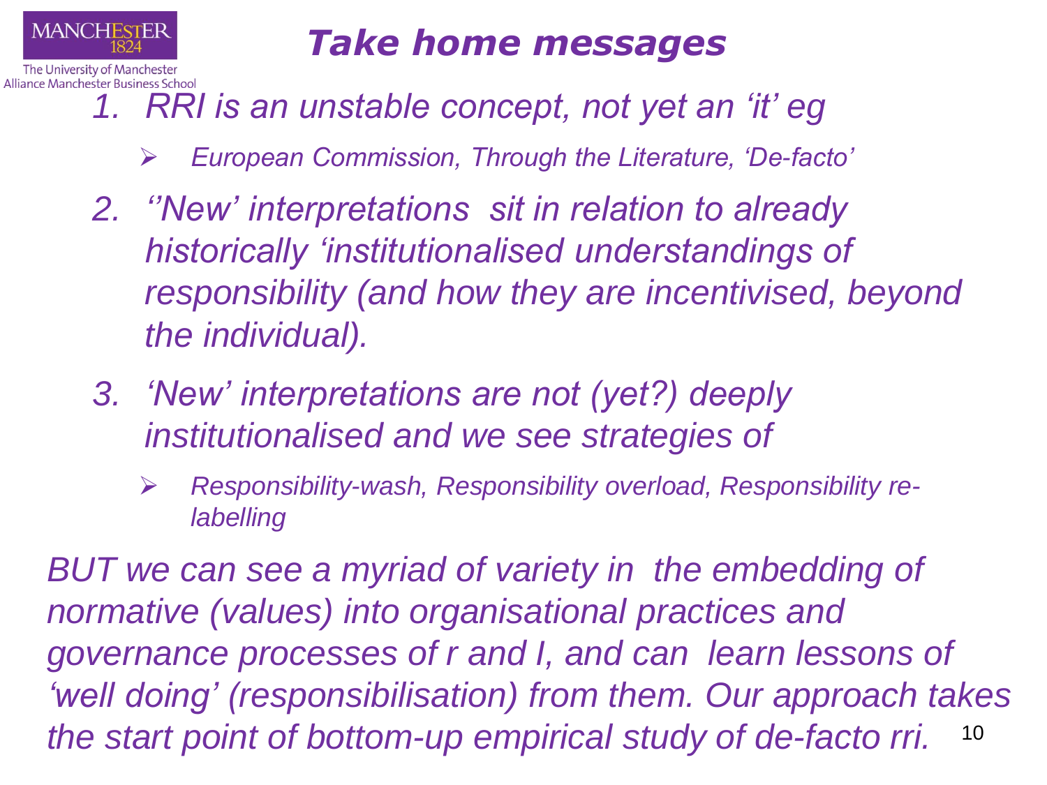# *Take home messages*

1. *RRI is an unstable concept, not yet an 'it' eg*
   - *European Commission, Through the Literature, 'De-facto'*
2. *''New' interpretations  sit in relation to already historically 'institutionalised understandings of responsibility (and how they are incentivised, beyond the individual).*
3. *'New' interpretations are not (yet?) deeply institutionalised and we see strategies of*
   - *Responsibility-wash, Responsibility overload, Responsibility re-labelling*

*BUT we can see a myriad of variety in  the embedding of normative (values) into organisational practices and governance processes of r and I, and can  learn lessons of 'well doing' (responsibilisation) from them. Our approach takes the start point of bottom-up empirical study of de-facto rri.*